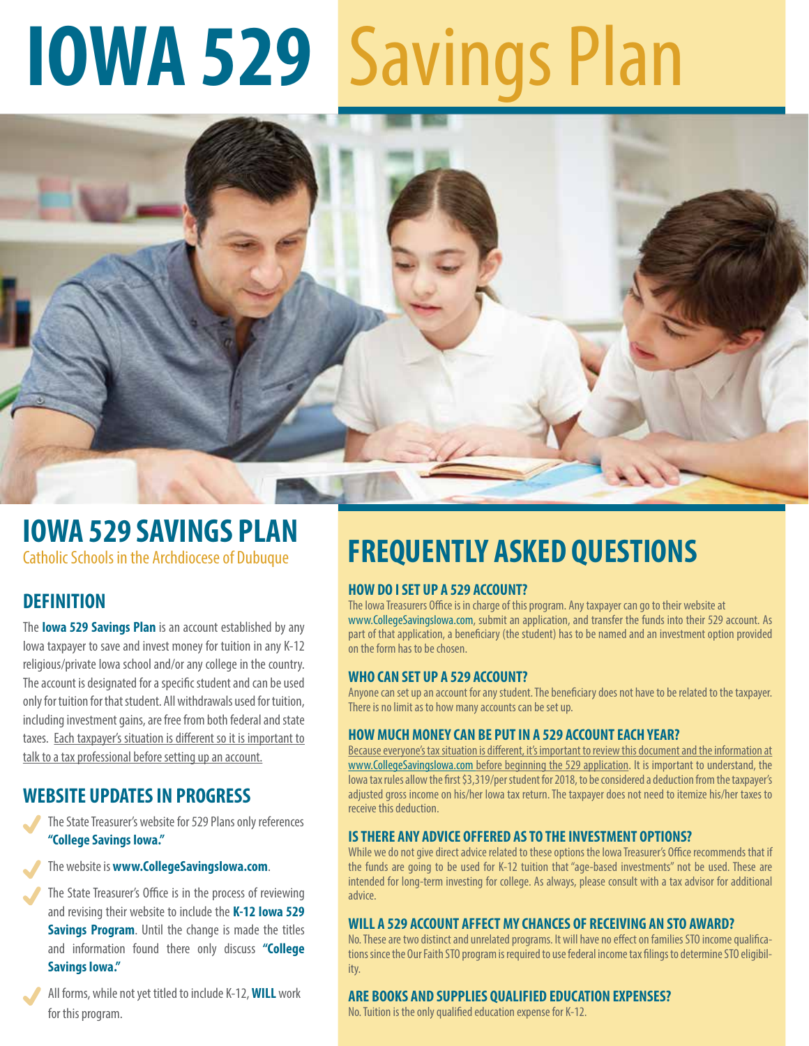# IOWA 529 Savings Plan

## IOWA 529 SAVINGS PLAN

Catholic Schools in the Archdiocese of Dubuque

### DEFINITION

The **Iowa 529 Savings Plan** is an account established by any Iowa taxpayer to save and invest money for tuition in any K-12 religious/private Iowa school and/or any college in the country. The account is designated for a specific student and can be used only for tuition for that student. All withdrawals used for tuition, including investment gains, are free from both federal and state taxes. Each taxpayer's situation is different so it is important to talk to a tax professional before setting up an account.

### WEBSITE UPDATES IN PROGRESS

- The State Treasurer's website for 529 Plans only references **"College Savings Iowa."**
- The website is **www.CollegeSavingsIowa.com**.
- The State Treasurer's Office is in the process of reviewing and revising their website to include the **K-12 Iowa 529 Savings Program**. Until the change is made the titles and information found there only discuss **"College Savings Iowa."**
- All forms, while not yet titled to include K-12, **WILL** work for this program.

## FREQUENTLY ASKED QUESTIONS

### HOW DO I SET UP A 529 ACCOUNT?

The Iowa Treasurers Office is in charge of this program. Any taxpayer can go to their website at www.CollegeSavingsIowa.com, submit an application, and transfer the funds into their 529 account. As part of that application, a beneficiary (the student) has to be named and an investment option provided on the form has to be chosen.

### WHO CAN SET UP A 529 ACCOUNT?

Anyone can set up an account for any student. The beneficiary does not have to be related to the taxpayer. There is no limit as to how many accounts can be set up.

### HOW MUCH MONEY CAN BE PUT IN A 529 ACCOUNT EACH YEAR?

Because everyone's tax situation is different, it's important to review this document and the information at www.CollegeSavingsIowa.com before beginning the 529 application. It is important to understand, the Iowa tax rules allow the first $3,319/per student for 2018, to be considered a deduction from the taxpayer's adjusted gross income on his/her Iowa tax return. The taxpayer does not need to itemize his/her taxes to receive this deduction.

### IS THERE ANY ADVICE OFFERED AS TO THE INVESTMENT OPTIONS?

While we do not give direct advice related to these options the Iowa Treasurer's Office recommends that if the funds are going to be used for K-12 tuition that "age-based investments" not be used. These are intended for long-term investing for college. As always, please consult with a tax advisor for additional advice.

### WILL A 529 ACCOUNT AFFECT MY CHANCES OF RECEIVING AN STO AWARD?

No. These are two distinct and unrelated programs. It will have no effect on families STO income qualifications since the Our Faith STO program is required to use federal income tax filings to determine STO eligibility.

### ARE BOOKS AND SUPPLIES QUALIFIED EDUCATION EXPENSES?

No. Tuition is the only qualified education expense for K-12.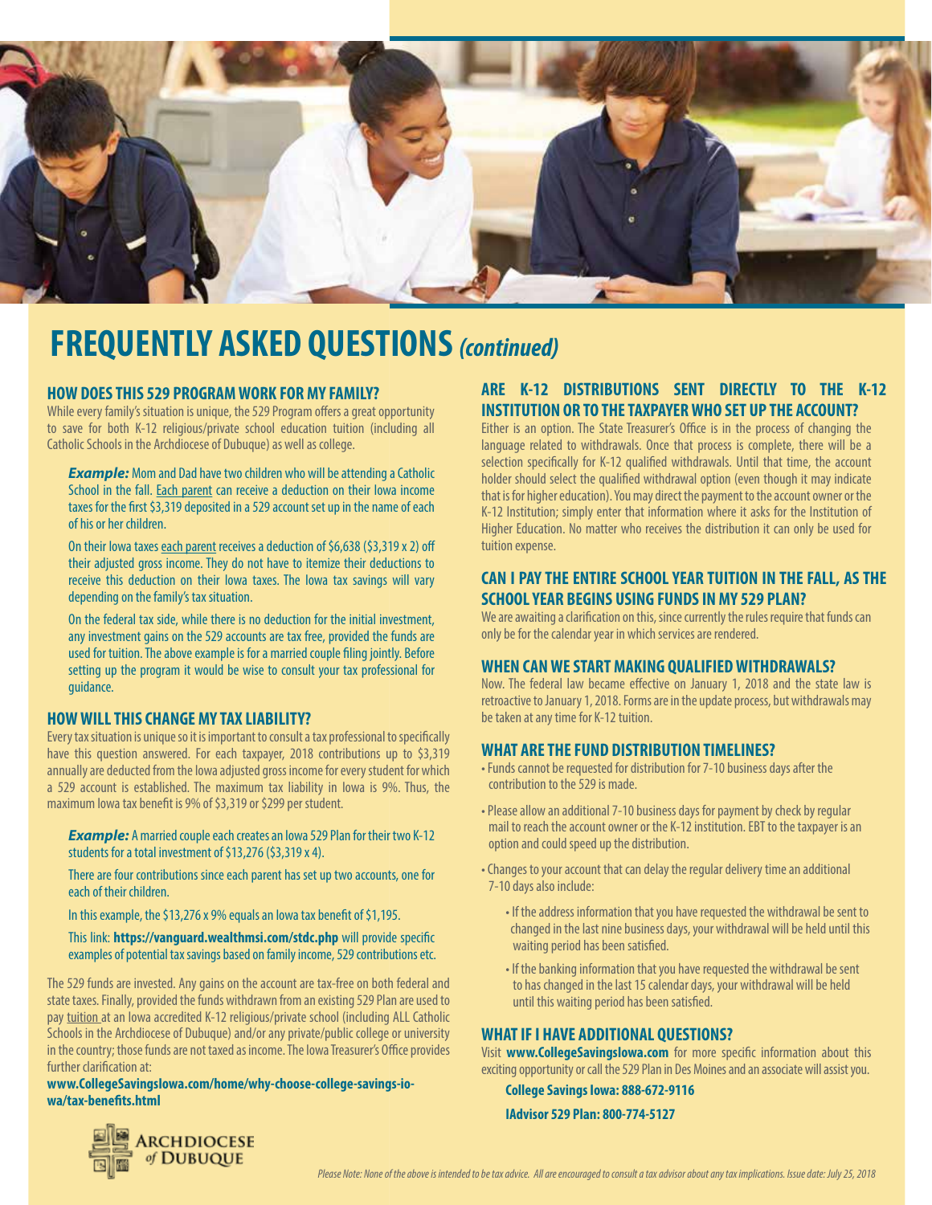# FREQUENTLY ASKED QUESTIONS *(continued)*

## HOW DOES THIS 529 PROGRAM WORK FOR MY FAMILY?

While every family's situation is unique, the 529 Program offers a great opportunity to save for both K-12 religious/private school education tuition (including all Catholic Schools in the Archdiocese of Dubuque) as well as college.

> ***Example:*** Mom and Dad have two children who will be attending a Catholic School in the fall. Each parent can receive a deduction on their Iowa income taxes for the first $3,319 deposited in a 529 account set up in the name of each of his or her children.
>
> On their Iowa taxes each parent receives a deduction of $6,638 ($3,319 x 2) off their adjusted gross income. They do not have to itemize their deductions to receive this deduction on their Iowa taxes. The Iowa tax savings will vary depending on the family's tax situation.
>
> On the federal tax side, while there is no deduction for the initial investment, any investment gains on the 529 accounts are tax free, provided the funds are used for tuition. The above example is for a married couple filing jointly. Before setting up the program it would be wise to consult your tax professional for guidance.

## HOW WILL THIS CHANGE MY TAX LIABILITY?

Every tax situation is unique so it is important to consult a tax professional to specifically have this question answered. For each taxpayer, 2018 contributions up to $3,319 annually are deducted from the Iowa adjusted gross income for every student for which a 529 account is established. The maximum tax liability in Iowa is 9%. Thus, the maximum Iowa tax benefit is 9% of $3,319 or $299 per student.

> ***Example:*** A married couple each creates an Iowa 529 Plan for their two K-12 students for a total investment of $13,276 ($3,319 x 4).
>
> There are four contributions since each parent has set up two accounts, one for each of their children.
>
> In this example, the $13,276 x 9% equals an Iowa tax benefit of $1,195.
>
> This link: **https://vanguard.wealthmsi.com/stdc.php** will provide specific examples of potential tax savings based on family income, 529 contributions etc.

The 529 funds are invested. Any gains on the account are tax-free on both federal and state taxes. Finally, provided the funds withdrawn from an existing 529 Plan are used to pay tuition at an Iowa accredited K-12 religious/private school (including ALL Catholic Schools in the Archdiocese of Dubuque) and/or any private/public college or university in the country; those funds are not taxed as income. The Iowa Treasurer's Office provides further clarification at:

**www.CollegeSavingsIowa.com/home/why-choose-college-savings-iowa/tax-benefits.html**

## ARE K-12 DISTRIBUTIONS SENT DIRECTLY TO THE K-12 INSTITUTION OR TO THE TAXPAYER WHO SET UP THE ACCOUNT?

Either is an option. The State Treasurer's Office is in the process of changing the language related to withdrawals. Once that process is complete, there will be a selection specifically for K-12 qualified withdrawals. Until that time, the account holder should select the qualified withdrawal option (even though it may indicate that is for higher education). You may direct the payment to the account owner or the K-12 Institution; simply enter that information where it asks for the Institution of Higher Education. No matter who receives the distribution it can only be used for tuition expense.

## CAN I PAY THE ENTIRE SCHOOL YEAR TUITION IN THE FALL, AS THE SCHOOL YEAR BEGINS USING FUNDS IN MY 529 PLAN?

We are awaiting a clarification on this, since currently the rules require that funds can only be for the calendar year in which services are rendered.

## WHEN CAN WE START MAKING QUALIFIED WITHDRAWALS?

Now. The federal law became effective on January 1, 2018 and the state law is retroactive to January 1, 2018. Forms are in the update process, but withdrawals may be taken at any time for K-12 tuition.

## WHAT ARE THE FUND DISTRIBUTION TIMELINES?

- Funds cannot be requested for distribution for 7-10 business days after the contribution to the 529 is made.
- Please allow an additional 7-10 business days for payment by check by regular mail to reach the account owner or the K-12 institution. EBT to the taxpayer is an option and could speed up the distribution.
- Changes to your account that can delay the regular delivery time an additional 7-10 days also include:
  - If the address information that you have requested the withdrawal be sent to changed in the last nine business days, your withdrawal will be held until this waiting period has been satisfied.
  - If the banking information that you have requested the withdrawal be sent to has changed in the last 15 calendar days, your withdrawal will be held until this waiting period has been satisfied.

## WHAT IF I HAVE ADDITIONAL QUESTIONS?

Visit **www.CollegeSavingsIowa.com** for more specific information about this exciting opportunity or call the 529 Plan in Des Moines and an associate will assist you.

**College Savings Iowa: 888-672-9116**

**IAdvisor 529 Plan: 800-774-5127**

ARCHDIOCESE *of* DUBUQUE

*Please Note: None of the above is intended to be tax advice. All are encouraged to consult a tax advisor about any tax implications. Issue date: July 25, 2018*